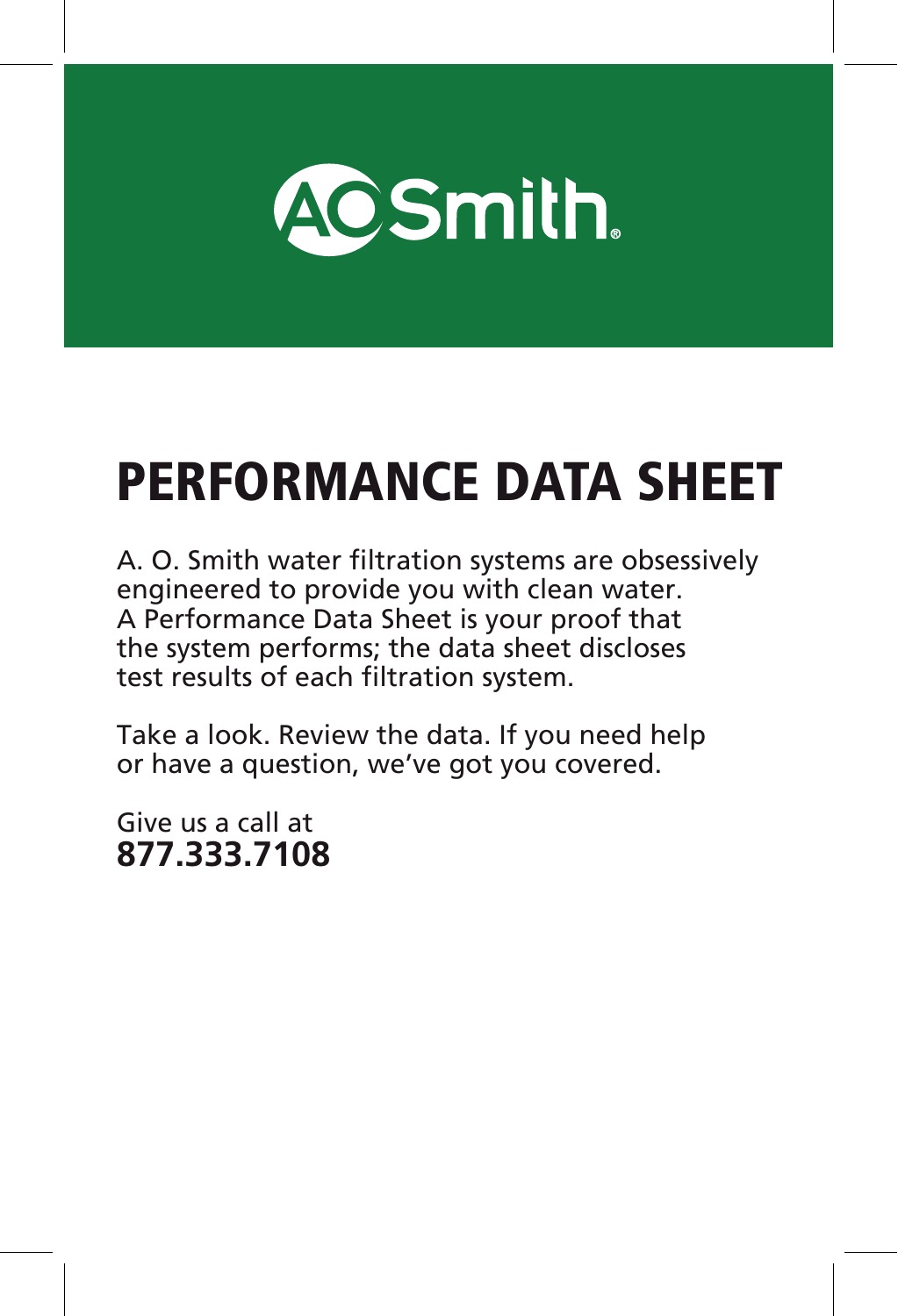A. O. Smith

# PERFORMANCE DATA SHEET

A. O. Smith water filtration systems are obsessively engineered to provide you with clean water. A Performance Data Sheet is your proof that the system performs; the data sheet discloses test results of each filtration system.

Take a look. Review the data. If you need help or have a question, we've got you covered.

Give us a call at
**877.333.7108**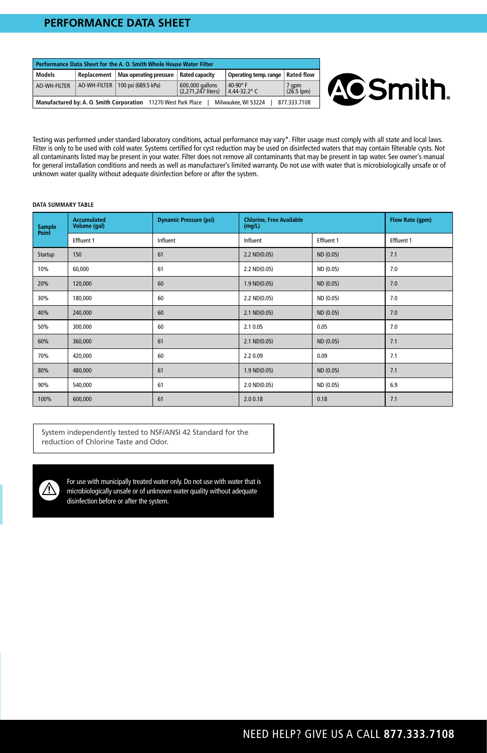# PERFORMANCE DATA SHEET

| Performance Data Sheet for the A. O. Smith Whole House Water Filter | | | | | |
|---|---|---|---|---|---|
| **Models** | **Replacement** | **Max operating pressure** | **Rated capacity** | **Operating temp. range** | **Rated flow** |
| AO-WH-FILTER | AO-WH-FILTER | 100 psi (689.5 kPa) | 600,000 gallons (2,271,247 liters) | 40-90° F 4.44-32.2° C | 7 gpm (26.5 lpm) |
| **Manufactured by: A. O. Smith Corporation** 11270 West Park Place \| Milwaukee, WI 53224 \| 877.333.7108 | | | | | |

Testing was performed under standard laboratory conditions, actual performance may vary*. Filter usage must comply with all state and local laws. Filter is only to be used with cold water. Systems certified for cyst reduction may be used on disinfected waters that may contain filterable cysts. Not all contaminants listed may be present in your water. Filter does not remove all contaminants that may be present in tap water. See owner's manual for general installation conditions and needs as well as manufacturer's limited warranty. Do not use with water that is microbiologically unsafe or of unknown water quality without adequate disinfection before or after the system.

**DATA SUMMARY TABLE**

| Sample Point | Accumulated Volume (gal) | Dynamic Pressure (psi) | Chlorine, Free Available (mg/L) | | Flow Rate (gpm) |
|---|---|---|---|---|---|
| | Effluent 1 | Influent | Influent | Effluent 1 | Effluent 1 |
| Startup | 150 | 61 | 2.2 ND(0.05) | ND (0.05) | 7.1 |
| 10% | 60,000 | 61 | 2.2 ND(0.05) | ND (0.05) | 7.0 |
| 20% | 120,000 | 60 | 1.9 ND(0.05) | ND (0.05) | 7.0 |
| 30% | 180,000 | 60 | 2.2 ND(0.05) | ND (0.05) | 7.0 |
| 40% | 240,000 | 60 | 2.1 ND(0.05) | ND (0.05) | 7.0 |
| 50% | 300,000 | 60 | 2.1 0.05 | 0.05 | 7.0 |
| 60% | 360,000 | 61 | 2.1 ND(0.05) | ND (0.05) | 7.1 |
| 70% | 420,000 | 60 | 2.2 0.09 | 0.09 | 7.1 |
| 80% | 480,000 | 61 | 1.9 ND(0.05) | ND (0.05) | 7.1 |
| 90% | 540,000 | 61 | 2.0 ND(0.05) | ND (0.05) | 6.9 |
| 100% | 600,000 | 61 | 2.0 0.18 | 0.18 | 7.1 |

System independently tested to NSF/ANSI 42 Standard for the reduction of Chlorine Taste and Odor.

⚠ For use with municipally treated water only. Do not use with water that is microbiologically unsafe or of unknown water quality without adequate disinfection before or after the system.

NEED HELP? GIVE US A CALL **877.333.7108**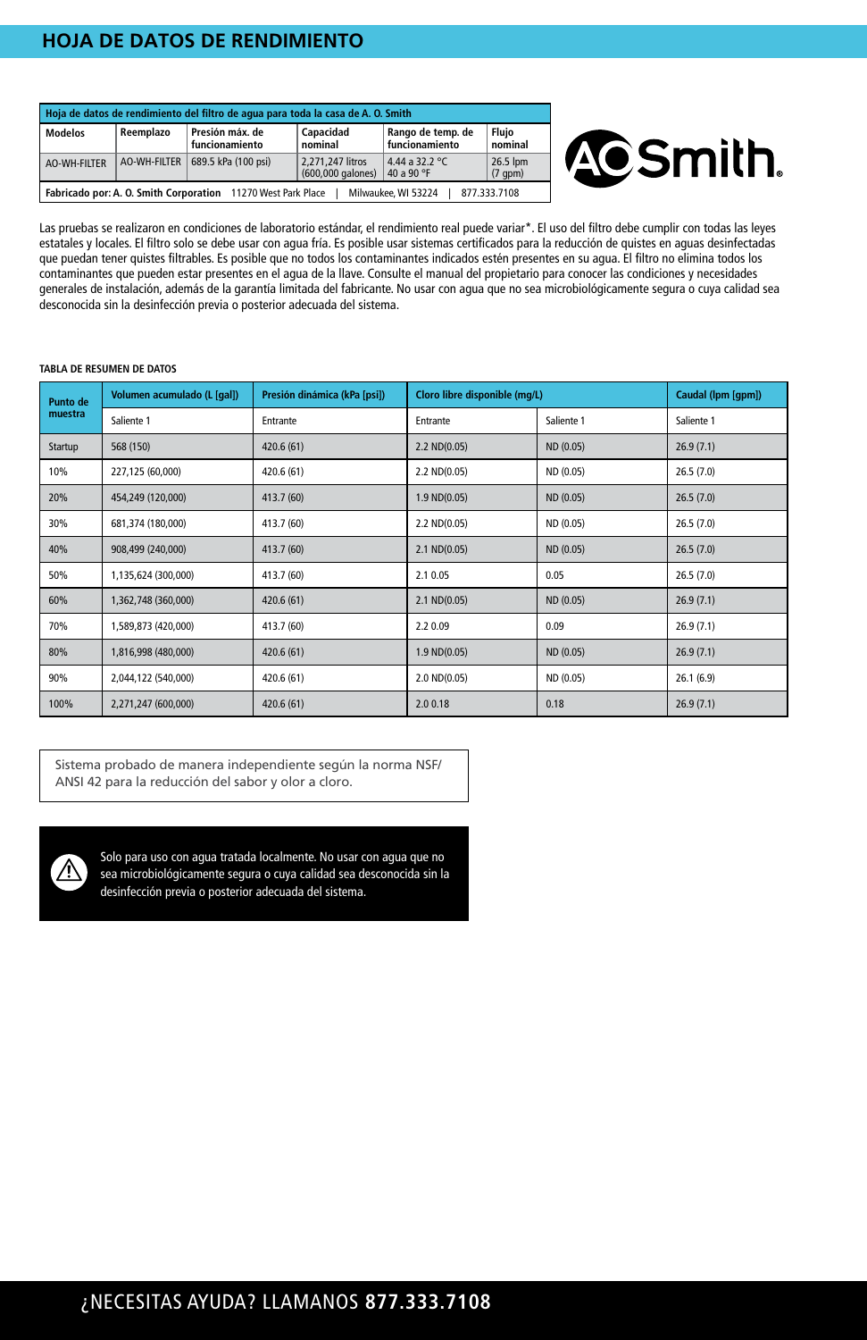# HOJA DE DATOS DE RENDIMIENTO

| Hoja de datos de rendimiento del filtro de agua para toda la casa de A. O. Smith | | | | | |
|---|---|---|---|---|---|
| **Modelos** | **Reemplazo** | **Presión máx. de funcionamiento** | **Capacidad nominal** | **Rango de temp. de funcionamiento** | **Flujo nominal** |
| AO-WH-FILTER | AO-WH-FILTER | 689.5 kPa (100 psi) | 2,271,247 litros (600,000 galones) | 4.44 a 32.2 °C 40 a 90 °F | 26.5 lpm (7 gpm) |
| **Fabricado por: A. O. Smith Corporation** 11270 West Park Place \| Milwaukee, WI 53224 \| 877.333.7108 | | | | | |

Las pruebas se realizaron en condiciones de laboratorio estándar, el rendimiento real puede variar*. El uso del filtro debe cumplir con todas las leyes estatales y locales. El filtro solo se debe usar con agua fría. Es posible usar sistemas certificados para la reducción de quistes en aguas desinfectadas que puedan tener quistes filtrables. Es posible que no todos los contaminantes indicados estén presentes en su agua. El filtro no elimina todos los contaminantes que pueden estar presentes en el agua de la llave. Consulte el manual del propietario para conocer las condiciones y necesidades generales de instalación, además de la garantía limitada del fabricante. No usar con agua que no sea microbiológicamente segura o cuya calidad sea desconocida sin la desinfección previa o posterior adecuada del sistema.

**TABLA DE RESUMEN DE DATOS**

| Punto de muestra | Volumen acumulado (L [gal]) | Presión dinámica (kPa [psi]) | Cloro libre disponible (mg/L) | | Caudal (lpm [gpm]) |
|---|---|---|---|---|---|
| | Saliente 1 | Entrante | Entrante | Saliente 1 | Saliente 1 |
| Startup | 568 (150) | 420.6 (61) | 2.2 ND(0.05) | ND (0.05) | 26.9 (7.1) |
| 10% | 227,125 (60,000) | 420.6 (61) | 2.2 ND(0.05) | ND (0.05) | 26.5 (7.0) |
| 20% | 454,249 (120,000) | 413.7 (60) | 1.9 ND(0.05) | ND (0.05) | 26.5 (7.0) |
| 30% | 681,374 (180,000) | 413.7 (60) | 2.2 ND(0.05) | ND (0.05) | 26.5 (7.0) |
| 40% | 908,499 (240,000) | 413.7 (60) | 2.1 ND(0.05) | ND (0.05) | 26.5 (7.0) |
| 50% | 1,135,624 (300,000) | 413.7 (60) | 2.1 0.05 | 0.05 | 26.5 (7.0) |
| 60% | 1,362,748 (360,000) | 420.6 (61) | 2.1 ND(0.05) | ND (0.05) | 26.9 (7.1) |
| 70% | 1,589,873 (420,000) | 413.7 (60) | 2.2 0.09 | 0.09 | 26.9 (7.1) |
| 80% | 1,816,998 (480,000) | 420.6 (61) | 1.9 ND(0.05) | ND (0.05) | 26.9 (7.1) |
| 90% | 2,044,122 (540,000) | 420.6 (61) | 2.0 ND(0.05) | ND (0.05) | 26.1 (6.9) |
| 100% | 2,271,247 (600,000) | 420.6 (61) | 2.0 0.18 | 0.18 | 26.9 (7.1) |

Sistema probado de manera independiente según la norma NSF/ANSI 42 para la reducción del sabor y olor a cloro.

Solo para uso con agua tratada localmente. No usar con agua que no sea microbiológicamente segura o cuya calidad sea desconocida sin la desinfección previa o posterior adecuada del sistema.

¿NECESITAS AYUDA? LLAMANOS **877.333.7108**